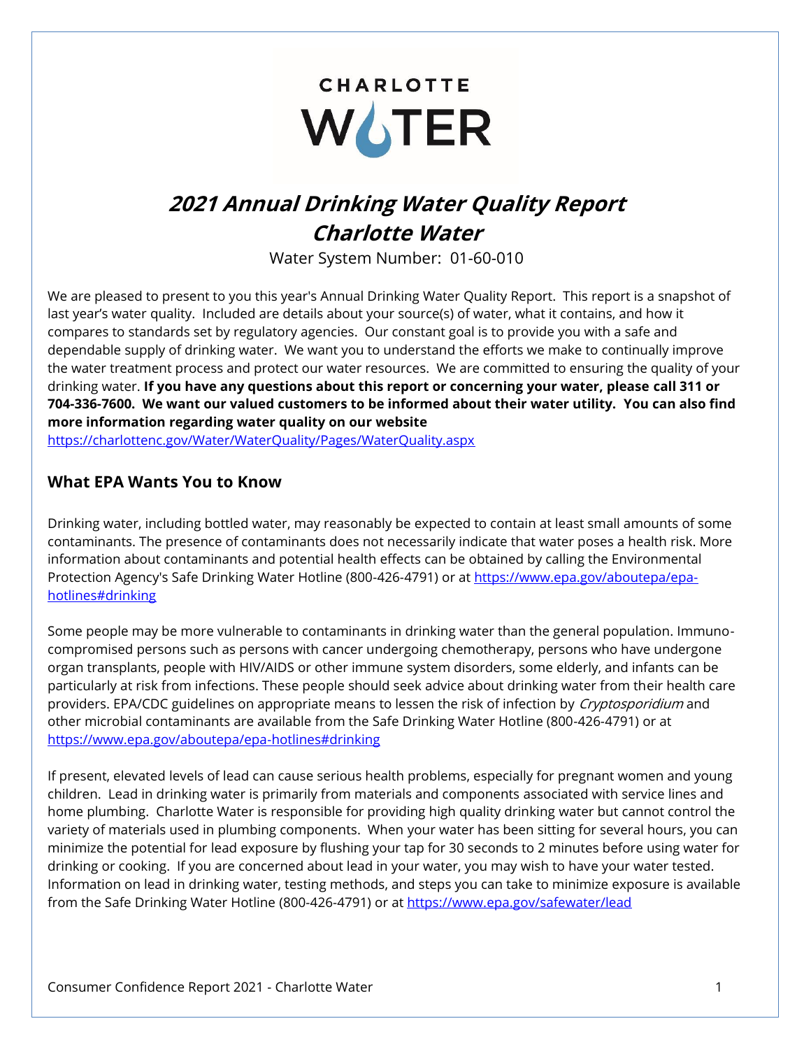CHARLOTTE WATER

# *2021 Annual Drinking Water Quality Report*
# *Charlotte Water*

Water System Number: 01-60-010

We are pleased to present to you this year's Annual Drinking Water Quality Report. This report is a snapshot of last year's water quality. Included are details about your source(s) of water, what it contains, and how it compares to standards set by regulatory agencies. Our constant goal is to provide you with a safe and dependable supply of drinking water. We want you to understand the efforts we make to continually improve the water treatment process and protect our water resources. We are committed to ensuring the quality of your drinking water. **If you have any questions about this report or concerning your water, please call 311 or 704-336-7600. We want our valued customers to be informed about their water utility. You can also find more information regarding water quality on our website** https://charlottenc.gov/Water/WaterQuality/Pages/WaterQuality.aspx

## What EPA Wants You to Know

Drinking water, including bottled water, may reasonably be expected to contain at least small amounts of some contaminants. The presence of contaminants does not necessarily indicate that water poses a health risk. More information about contaminants and potential health effects can be obtained by calling the Environmental Protection Agency's Safe Drinking Water Hotline (800-426-4791) or at https://www.epa.gov/aboutepa/epa-hotlines#drinking

Some people may be more vulnerable to contaminants in drinking water than the general population. Immuno-compromised persons such as persons with cancer undergoing chemotherapy, persons who have undergone organ transplants, people with HIV/AIDS or other immune system disorders, some elderly, and infants can be particularly at risk from infections. These people should seek advice about drinking water from their health care providers. EPA/CDC guidelines on appropriate means to lessen the risk of infection by *Cryptosporidium* and other microbial contaminants are available from the Safe Drinking Water Hotline (800-426-4791) or at https://www.epa.gov/aboutepa/epa-hotlines#drinking

If present, elevated levels of lead can cause serious health problems, especially for pregnant women and young children. Lead in drinking water is primarily from materials and components associated with service lines and home plumbing. Charlotte Water is responsible for providing high quality drinking water but cannot control the variety of materials used in plumbing components. When your water has been sitting for several hours, you can minimize the potential for lead exposure by flushing your tap for 30 seconds to 2 minutes before using water for drinking or cooking. If you are concerned about lead in your water, you may wish to have your water tested. Information on lead in drinking water, testing methods, and steps you can take to minimize exposure is available from the Safe Drinking Water Hotline (800-426-4791) or at https://www.epa.gov/safewater/lead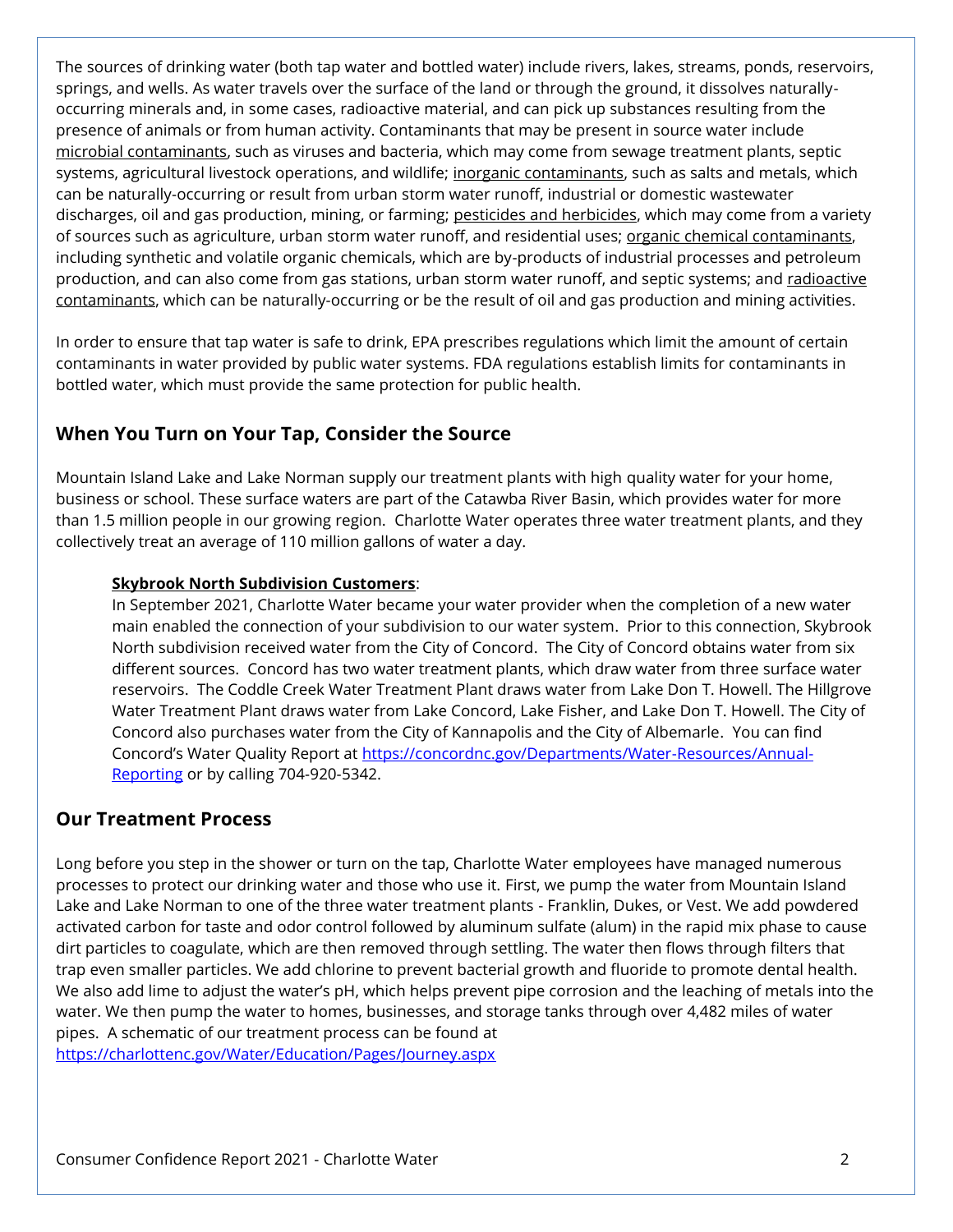The sources of drinking water (both tap water and bottled water) include rivers, lakes, streams, ponds, reservoirs, springs, and wells. As water travels over the surface of the land or through the ground, it dissolves naturally-occurring minerals and, in some cases, radioactive material, and can pick up substances resulting from the presence of animals or from human activity. Contaminants that may be present in source water include microbial contaminants, such as viruses and bacteria, which may come from sewage treatment plants, septic systems, agricultural livestock operations, and wildlife; inorganic contaminants, such as salts and metals, which can be naturally-occurring or result from urban storm water runoff, industrial or domestic wastewater discharges, oil and gas production, mining, or farming; pesticides and herbicides, which may come from a variety of sources such as agriculture, urban storm water runoff, and residential uses; organic chemical contaminants, including synthetic and volatile organic chemicals, which are by-products of industrial processes and petroleum production, and can also come from gas stations, urban storm water runoff, and septic systems; and radioactive contaminants, which can be naturally-occurring or be the result of oil and gas production and mining activities.

In order to ensure that tap water is safe to drink, EPA prescribes regulations which limit the amount of certain contaminants in water provided by public water systems. FDA regulations establish limits for contaminants in bottled water, which must provide the same protection for public health.

## When You Turn on Your Tap, Consider the Source

Mountain Island Lake and Lake Norman supply our treatment plants with high quality water for your home, business or school. These surface waters are part of the Catawba River Basin, which provides water for more than 1.5 million people in our growing region. Charlotte Water operates three water treatment plants, and they collectively treat an average of 110 million gallons of water a day.

**Skybrook North Subdivision Customers**:

In September 2021, Charlotte Water became your water provider when the completion of a new water main enabled the connection of your subdivision to our water system. Prior to this connection, Skybrook North subdivision received water from the City of Concord. The City of Concord obtains water from six different sources. Concord has two water treatment plants, which draw water from three surface water reservoirs. The Coddle Creek Water Treatment Plant draws water from Lake Don T. Howell. The Hillgrove Water Treatment Plant draws water from Lake Concord, Lake Fisher, and Lake Don T. Howell. The City of Concord also purchases water from the City of Kannapolis and the City of Albemarle. You can find Concord's Water Quality Report at https://concordnc.gov/Departments/Water-Resources/Annual-Reporting or by calling 704-920-5342.

## Our Treatment Process

Long before you step in the shower or turn on the tap, Charlotte Water employees have managed numerous processes to protect our drinking water and those who use it. First, we pump the water from Mountain Island Lake and Lake Norman to one of the three water treatment plants - Franklin, Dukes, or Vest. We add powdered activated carbon for taste and odor control followed by aluminum sulfate (alum) in the rapid mix phase to cause dirt particles to coagulate, which are then removed through settling. The water then flows through filters that trap even smaller particles. We add chlorine to prevent bacterial growth and fluoride to promote dental health. We also add lime to adjust the water's pH, which helps prevent pipe corrosion and the leaching of metals into the water. We then pump the water to homes, businesses, and storage tanks through over 4,482 miles of water pipes. A schematic of our treatment process can be found at https://charlottenc.gov/Water/Education/Pages/Journey.aspx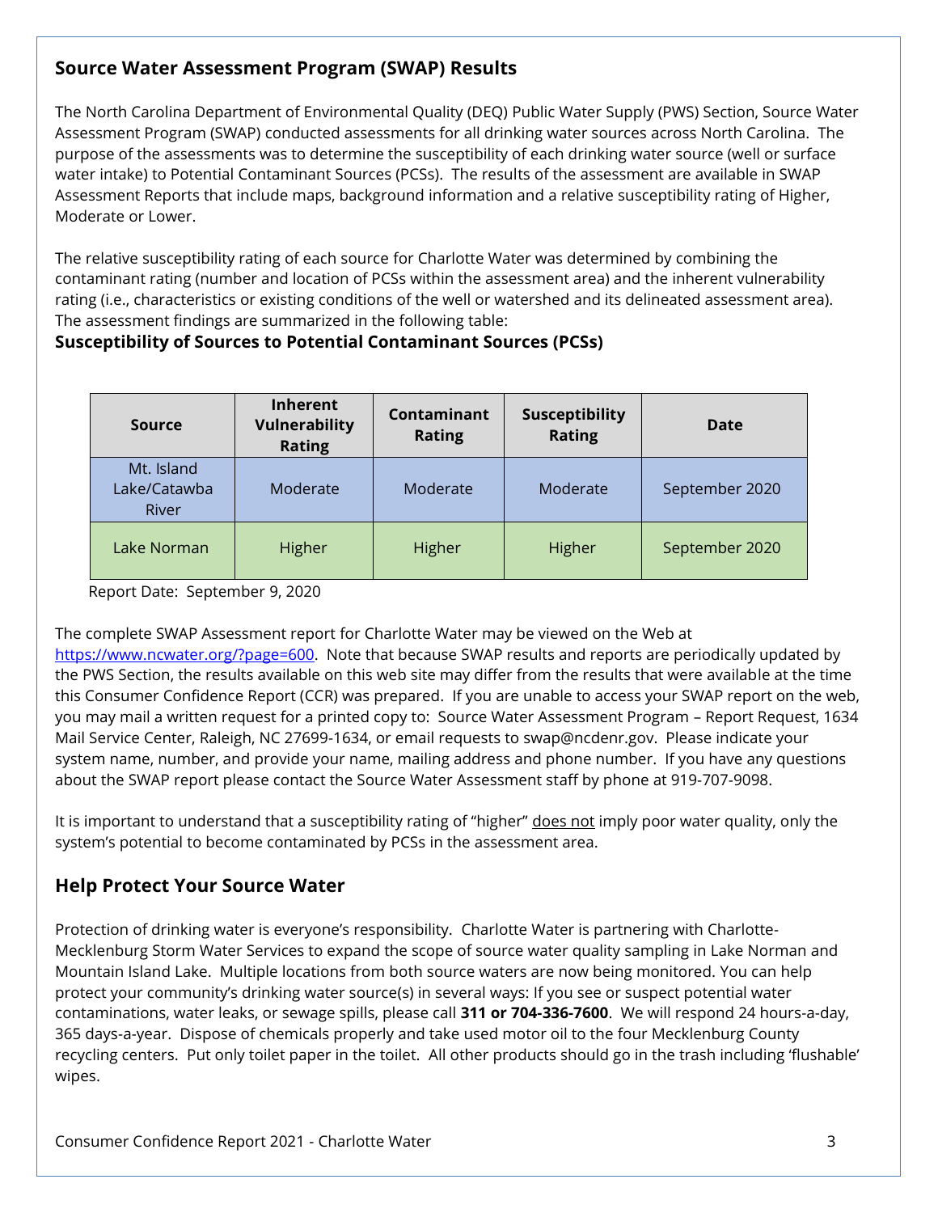## Source Water Assessment Program (SWAP) Results

The North Carolina Department of Environmental Quality (DEQ) Public Water Supply (PWS) Section, Source Water Assessment Program (SWAP) conducted assessments for all drinking water sources across North Carolina. The purpose of the assessments was to determine the susceptibility of each drinking water source (well or surface water intake) to Potential Contaminant Sources (PCSs). The results of the assessment are available in SWAP Assessment Reports that include maps, background information and a relative susceptibility rating of Higher, Moderate or Lower.

The relative susceptibility rating of each source for Charlotte Water was determined by combining the contaminant rating (number and location of PCSs within the assessment area) and the inherent vulnerability rating (i.e., characteristics or existing conditions of the well or watershed and its delineated assessment area). The assessment findings are summarized in the following table:

**Susceptibility of Sources to Potential Contaminant Sources (PCSs)**

| Source | Inherent Vulnerability Rating | Contaminant Rating | Susceptibility Rating | Date |
|---|---|---|---|---|
| Mt. Island Lake/Catawba River | Moderate | Moderate | Moderate | September 2020 |
| Lake Norman | Higher | Higher | Higher | September 2020 |

Report Date: September 9, 2020

The complete SWAP Assessment report for Charlotte Water may be viewed on the Web at [https://www.ncwater.org/?page=600](https://www.ncwater.org/?page=600). Note that because SWAP results and reports are periodically updated by the PWS Section, the results available on this web site may differ from the results that were available at the time this Consumer Confidence Report (CCR) was prepared. If you are unable to access your SWAP report on the web, you may mail a written request for a printed copy to: Source Water Assessment Program – Report Request, 1634 Mail Service Center, Raleigh, NC 27699-1634, or email requests to swap@ncdenr.gov. Please indicate your system name, number, and provide your name, mailing address and phone number. If you have any questions about the SWAP report please contact the Source Water Assessment staff by phone at 919-707-9098.

It is important to understand that a susceptibility rating of "higher" does not imply poor water quality, only the system's potential to become contaminated by PCSs in the assessment area.

## Help Protect Your Source Water

Protection of drinking water is everyone's responsibility. Charlotte Water is partnering with Charlotte-Mecklenburg Storm Water Services to expand the scope of source water quality sampling in Lake Norman and Mountain Island Lake. Multiple locations from both source waters are now being monitored. You can help protect your community's drinking water source(s) in several ways: If you see or suspect potential water contaminations, water leaks, or sewage spills, please call **311 or 704-336-7600**. We will respond 24 hours-a-day, 365 days-a-year. Dispose of chemicals properly and take used motor oil to the four Mecklenburg County recycling centers. Put only toilet paper in the toilet. All other products should go in the trash including 'flushable' wipes.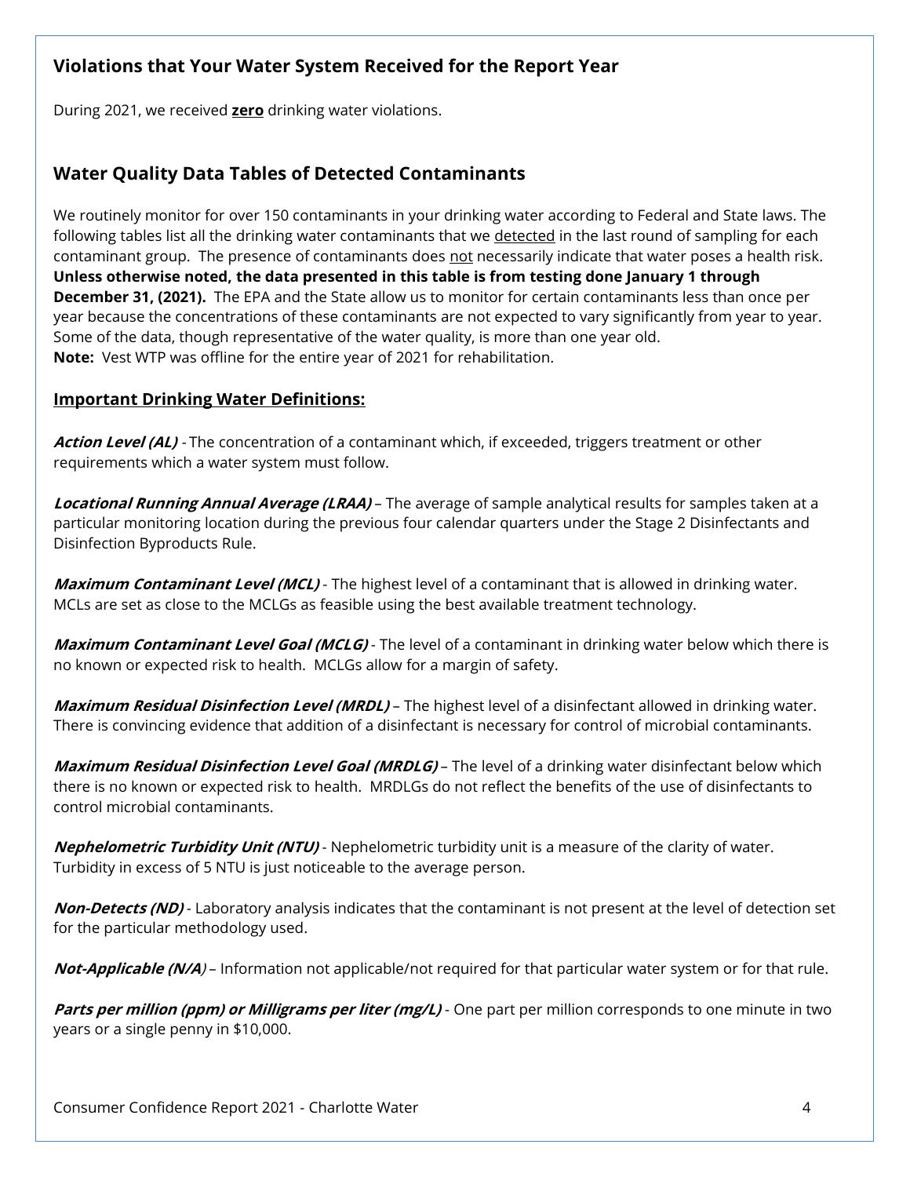## Violations that Your Water System Received for the Report Year

During 2021, we received **zero** drinking water violations.

## Water Quality Data Tables of Detected Contaminants

We routinely monitor for over 150 contaminants in your drinking water according to Federal and State laws. The following tables list all the drinking water contaminants that we detected in the last round of sampling for each contaminant group. The presence of contaminants does not necessarily indicate that water poses a health risk. **Unless otherwise noted, the data presented in this table is from testing done January 1 through December 31, (2021).** The EPA and the State allow us to monitor for certain contaminants less than once per year because the concentrations of these contaminants are not expected to vary significantly from year to year. Some of the data, though representative of the water quality, is more than one year old.
**Note:** Vest WTP was offline for the entire year of 2021 for rehabilitation.

### Important Drinking Water Definitions:

***Action Level (AL)*** - The concentration of a contaminant which, if exceeded, triggers treatment or other requirements which a water system must follow.

***Locational Running Annual Average (LRAA)*** – The average of sample analytical results for samples taken at a particular monitoring location during the previous four calendar quarters under the Stage 2 Disinfectants and Disinfection Byproducts Rule.

***Maximum Contaminant Level (MCL)*** - The highest level of a contaminant that is allowed in drinking water. MCLs are set as close to the MCLGs as feasible using the best available treatment technology.

***Maximum Contaminant Level Goal (MCLG)*** - The level of a contaminant in drinking water below which there is no known or expected risk to health. MCLGs allow for a margin of safety.

***Maximum Residual Disinfection Level (MRDL)*** – The highest level of a disinfectant allowed in drinking water. There is convincing evidence that addition of a disinfectant is necessary for control of microbial contaminants.

***Maximum Residual Disinfection Level Goal (MRDLG)*** – The level of a drinking water disinfectant below which there is no known or expected risk to health. MRDLGs do not reflect the benefits of the use of disinfectants to control microbial contaminants.

***Nephelometric Turbidity Unit (NTU)*** - Nephelometric turbidity unit is a measure of the clarity of water. Turbidity in excess of 5 NTU is just noticeable to the average person.

***Non-Detects (ND)*** - Laboratory analysis indicates that the contaminant is not present at the level of detection set for the particular methodology used.

***Not-Applicable (N/A)*** – Information not applicable/not required for that particular water system or for that rule.

***Parts per million (ppm) or Milligrams per liter (mg/L)*** - One part per million corresponds to one minute in two years or a single penny in $10,000.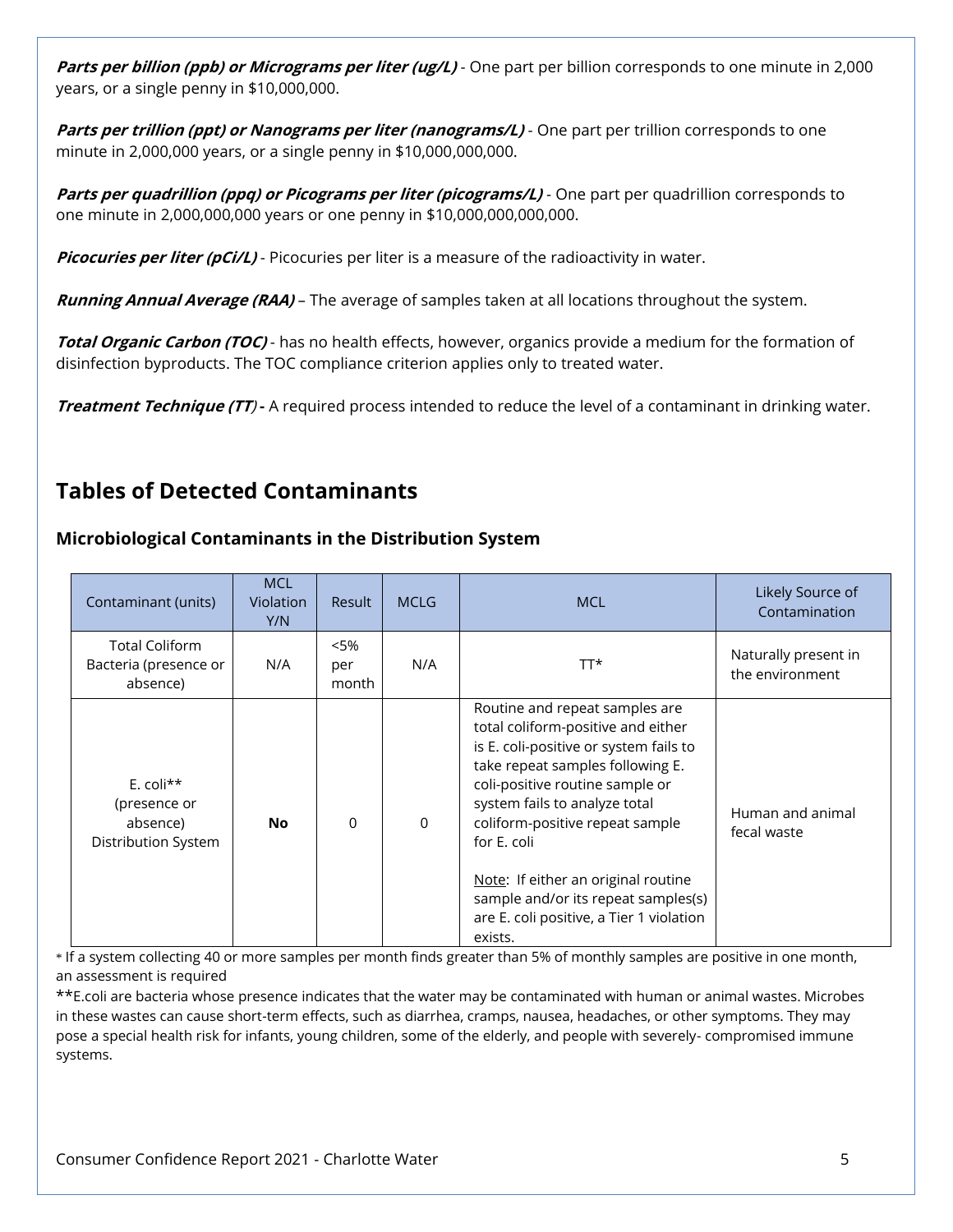***Parts per billion (ppb) or Micrograms per liter (ug/L)*** - One part per billion corresponds to one minute in 2,000 years, or a single penny in $10,000,000.

***Parts per trillion (ppt) or Nanograms per liter (nanograms/L)*** - One part per trillion corresponds to one minute in 2,000,000 years, or a single penny in $10,000,000,000.

***Parts per quadrillion (ppq) or Picograms per liter (picograms/L)*** - One part per quadrillion corresponds to one minute in 2,000,000,000 years or one penny in $10,000,000,000,000.

***Picocuries per liter (pCi/L)*** - Picocuries per liter is a measure of the radioactivity in water.

***Running Annual Average (RAA)*** – The average of samples taken at all locations throughout the system.

***Total Organic Carbon (TOC)*** - has no health effects, however, organics provide a medium for the formation of disinfection byproducts. The TOC compliance criterion applies only to treated water.

***Treatment Technique (TT)*** **-** A required process intended to reduce the level of a contaminant in drinking water.

## Tables of Detected Contaminants

### Microbiological Contaminants in the Distribution System

| Contaminant (units) | MCL Violation Y/N | Result | MCLG | MCL | Likely Source of Contamination |
|---|---|---|---|---|---|
| Total Coliform Bacteria (presence or absence) | N/A | <5% per month | N/A | TT* | Naturally present in the environment |
| E. coli** (presence or absence) Distribution System | **No** | 0 | 0 | Routine and repeat samples are total coliform-positive and either is E. coli-positive or system fails to take repeat samples following E. coli-positive routine sample or system fails to analyze total coliform-positive repeat sample for E. coli<br><br>Note: If either an original routine sample and/or its repeat samples(s) are E. coli positive, a Tier 1 violation exists. | Human and animal fecal waste |

* If a system collecting 40 or more samples per month finds greater than 5% of monthly samples are positive in one month, an assessment is required

**E.coli are bacteria whose presence indicates that the water may be contaminated with human or animal wastes. Microbes in these wastes can cause short-term effects, such as diarrhea, cramps, nausea, headaches, or other symptoms. They may pose a special health risk for infants, young children, some of the elderly, and people with severely- compromised immune systems.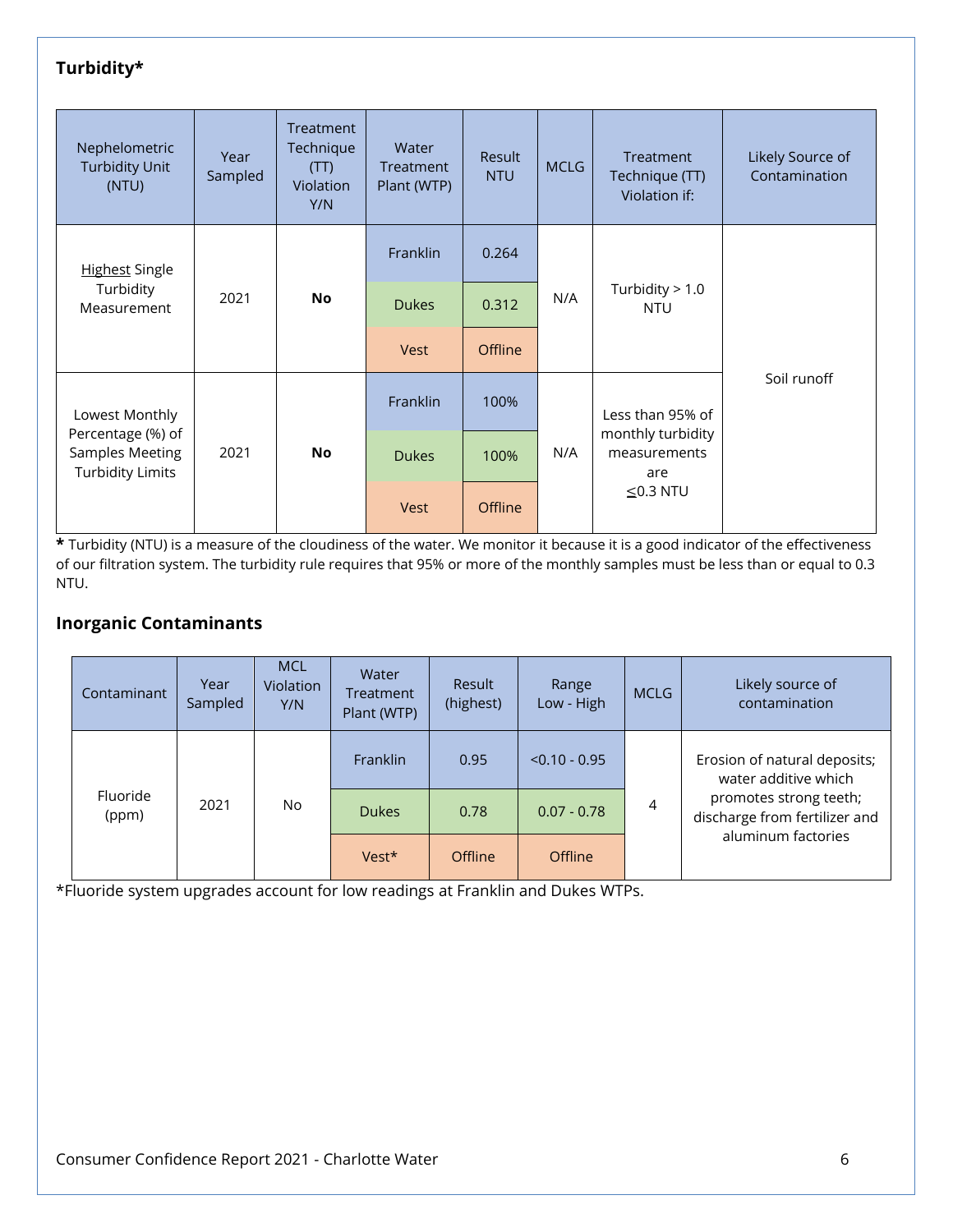## Turbidity*

| Nephelometric Turbidity Unit (NTU) | Year Sampled | Treatment Technique (TT) Violation Y/N | Water Treatment Plant (WTP) | Result NTU | MCLG | Treatment Technique (TT) Violation if: | Likely Source of Contamination |
|---|---|---|---|---|---|---|---|
| Highest Single Turbidity Measurement | 2021 | **No** | Franklin | 0.264 | N/A | Turbidity > 1.0 NTU | Soil runoff |
| | | | Dukes | 0.312 | | | |
| | | | Vest | Offline | | | |
| Lowest Monthly Percentage (%) of Samples Meeting Turbidity Limits | 2021 | **No** | Franklin | 100% | N/A | Less than 95% of monthly turbidity measurements are ≤0.3 NTU | |
| | | | Dukes | 100% | | | |
| | | | Vest | Offline | | | |

**\*** Turbidity (NTU) is a measure of the cloudiness of the water. We monitor it because it is a good indicator of the effectiveness of our filtration system. The turbidity rule requires that 95% or more of the monthly samples must be less than or equal to 0.3 NTU.

## Inorganic Contaminants

| Contaminant | Year Sampled | MCL Violation Y/N | Water Treatment Plant (WTP) | Result (highest) | Range Low - High | MCLG | Likely source of contamination |
|---|---|---|---|---|---|---|---|
| Fluoride (ppm) | 2021 | No | Franklin | 0.95 | <0.10 - 0.95 | 4 | Erosion of natural deposits; water additive which promotes strong teeth; discharge from fertilizer and aluminum factories |
| | | | Dukes | 0.78 | 0.07 - 0.78 | | |
| | | | Vest* | Offline | Offline | | |

*Fluoride system upgrades account for low readings at Franklin and Dukes WTPs.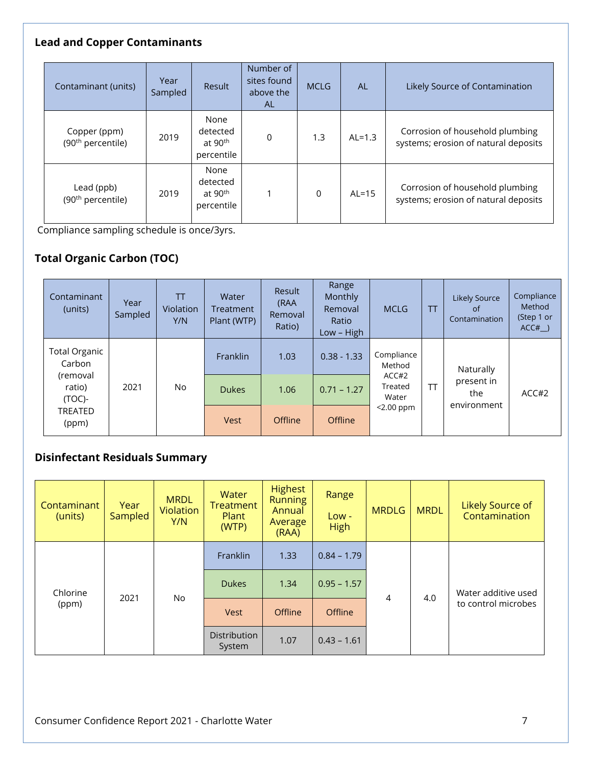### Lead and Copper Contaminants

| Contaminant (units) | Year Sampled | Result | Number of sites found above the AL | MCLG | AL | Likely Source of Contamination |
|---|---|---|---|---|---|---|
| Copper (ppm) (90th percentile) | 2019 | None detected at 90th percentile | 0 | 1.3 | AL=1.3 | Corrosion of household plumbing systems; erosion of natural deposits |
| Lead (ppb) (90th percentile) | 2019 | None detected at 90th percentile | 1 | 0 | AL=15 | Corrosion of household plumbing systems; erosion of natural deposits |

Compliance sampling schedule is once/3yrs.

### Total Organic Carbon (TOC)

| Contaminant (units) | Year Sampled | TT Violation Y/N | Water Treatment Plant (WTP) | Result (RAA Removal Ratio) | Range Monthly Removal Ratio Low – High | MCLG | TT | Likely Source of Contamination | Compliance Method (Step 1 or ACC#__) |
|---|---|---|---|---|---|---|---|---|---|
| Total Organic Carbon (removal ratio) (TOC)-TREATED (ppm) | 2021 | No | Franklin | 1.03 | 0.38 - 1.33 | Compliance Method ACC#2 Treated Water <2.00 ppm | TT | Naturally present in the environment | ACC#2 |
| | | | Dukes | 1.06 | 0.71 – 1.27 | | | | |
| | | | Vest | Offline | Offline | | | | |

### Disinfectant Residuals Summary

| Contaminant (units) | Year Sampled | MRDL Violation Y/N | Water Treatment Plant (WTP) | Highest Running Annual Average (RAA) | Range Low - High | MRDLG | MRDL | Likely Source of Contamination |
|---|---|---|---|---|---|---|---|---|
| Chlorine (ppm) | 2021 | No | Franklin | 1.33 | 0.84 – 1.79 | 4 | 4.0 | Water additive used to control microbes |
| | | | Dukes | 1.34 | 0.95 – 1.57 | | | |
| | | | Vest | Offline | Offline | | | |
| | | | Distribution System | 1.07 | 0.43 – 1.61 | | | |

Consumer Confidence Report 2021 - Charlotte Water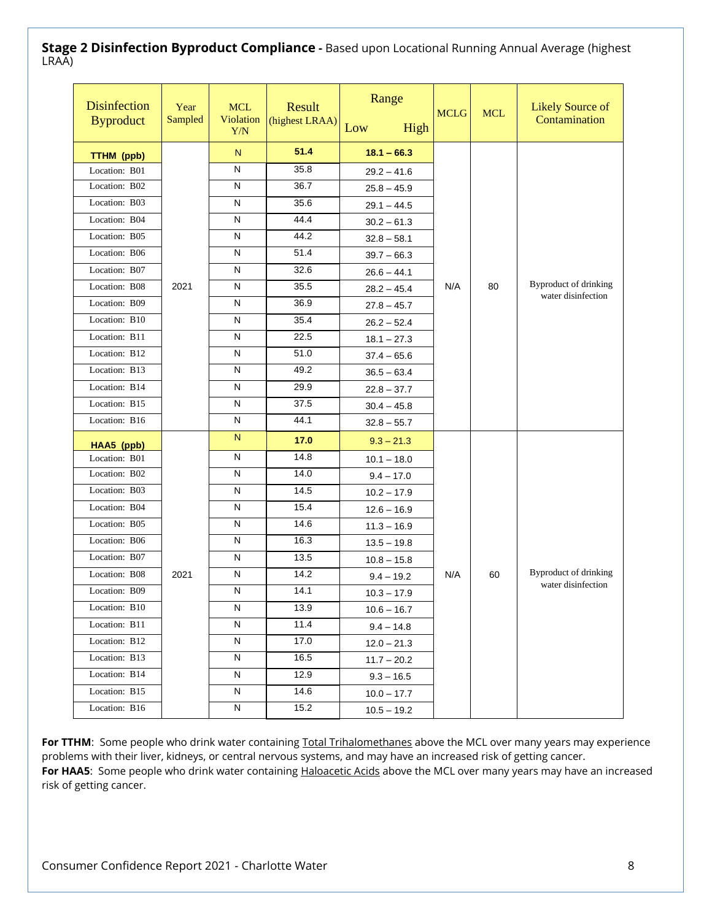**Stage 2 Disinfection Byproduct Compliance -** Based upon Locational Running Annual Average (highest LRAA)

| Disinfection Byproduct | Year Sampled | MCL Violation Y/N | Result (highest LRAA) | Range Low High | MCLG | MCL | Likely Source of Contamination |
|---|---|---|---|---|---|---|---|
| **TTHM (ppb)** | 2021 | N | **51.4** | **18.1 – 66.3** | N/A | 80 | Byproduct of drinking water disinfection |
| Location: B01 | | N | 35.8 | 29.2 – 41.6 | | | |
| Location: B02 | | N | 36.7 | 25.8 – 45.9 | | | |
| Location: B03 | | N | 35.6 | 29.1 – 44.5 | | | |
| Location: B04 | | N | 44.4 | 30.2 – 61.3 | | | |
| Location: B05 | | N | 44.2 | 32.8 – 58.1 | | | |
| Location: B06 | | N | 51.4 | 39.7 – 66.3 | | | |
| Location: B07 | | N | 32.6 | 26.6 – 44.1 | | | |
| Location: B08 | | N | 35.5 | 28.2 – 45.4 | | | |
| Location: B09 | | N | 36.9 | 27.8 – 45.7 | | | |
| Location: B10 | | N | 35.4 | 26.2 – 52.4 | | | |
| Location: B11 | | N | 22.5 | 18.1 – 27.3 | | | |
| Location: B12 | | N | 51.0 | 37.4 – 65.6 | | | |
| Location: B13 | | N | 49.2 | 36.5 – 63.4 | | | |
| Location: B14 | | N | 29.9 | 22.8 – 37.7 | | | |
| Location: B15 | | N | 37.5 | 30.4 – 45.8 | | | |
| Location: B16 | | N | 44.1 | 32.8 – 55.7 | | | |
| **HAA5 (ppb)** | 2021 | N | **17.0** | 9.3 – 21.3 | N/A | 60 | Byproduct of drinking water disinfection |
| Location: B01 | | N | 14.8 | 10.1 – 18.0 | | | |
| Location: B02 | | N | 14.0 | 9.4 – 17.0 | | | |
| Location: B03 | | N | 14.5 | 10.2 – 17.9 | | | |
| Location: B04 | | N | 15.4 | 12.6 – 16.9 | | | |
| Location: B05 | | N | 14.6 | 11.3 – 16.9 | | | |
| Location: B06 | | N | 16.3 | 13.5 – 19.8 | | | |
| Location: B07 | | N | 13.5 | 10.8 – 15.8 | | | |
| Location: B08 | | N | 14.2 | 9.4 – 19.2 | | | |
| Location: B09 | | N | 14.1 | 10.3 – 17.9 | | | |
| Location: B10 | | N | 13.9 | 10.6 – 16.7 | | | |
| Location: B11 | | N | 11.4 | 9.4 – 14.8 | | | |
| Location: B12 | | N | 17.0 | 12.0 – 21.3 | | | |
| Location: B13 | | N | 16.5 | 11.7 – 20.2 | | | |
| Location: B14 | | N | 12.9 | 9.3 – 16.5 | | | |
| Location: B15 | | N | 14.6 | 10.0 – 17.7 | | | |
| Location: B16 | | N | 15.2 | 10.5 – 19.2 | | | |

**For TTHM**: Some people who drink water containing Total Trihalomethanes above the MCL over many years may experience problems with their liver, kidneys, or central nervous systems, and may have an increased risk of getting cancer.
**For HAA5**: Some people who drink water containing Haloacetic Acids above the MCL over many years may have an increased risk of getting cancer.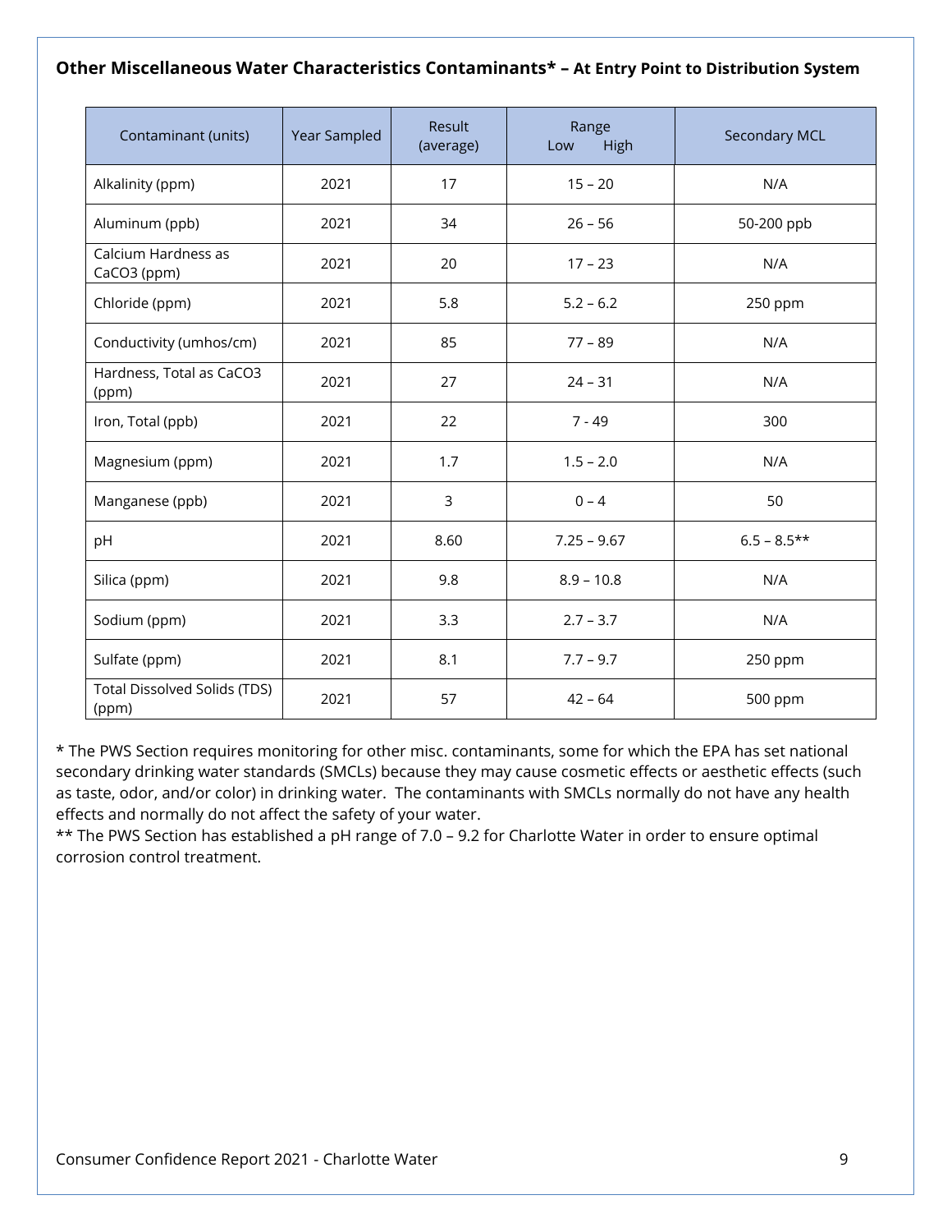### Other Miscellaneous Water Characteristics Contaminants* – At Entry Point to Distribution System

| Contaminant (units) | Year Sampled | Result (average) | Range Low High | Secondary MCL |
|---|---|---|---|---|
| Alkalinity (ppm) | 2021 | 17 | 15 – 20 | N/A |
| Aluminum (ppb) | 2021 | 34 | 26 – 56 | 50-200 ppb |
| Calcium Hardness as $CaCO_3$ (ppm) | 2021 | 20 | 17 – 23 | N/A |
| Chloride (ppm) | 2021 | 5.8 | 5.2 – 6.2 | 250 ppm |
| Conductivity (umhos/cm) | 2021 | 85 | 77 – 89 | N/A |
| Hardness, Total as $CaCO_3$ (ppm) | 2021 | 27 | 24 – 31 | N/A |
| Iron, Total (ppb) | 2021 | 22 | 7 - 49 | 300 |
| Magnesium (ppm) | 2021 | 1.7 | 1.5 – 2.0 | N/A |
| Manganese (ppb) | 2021 | 3 | 0 – 4 | 50 |
| pH | 2021 | 8.60 | 7.25 – 9.67 | 6.5 – 8.5** |
| Silica (ppm) | 2021 | 9.8 | 8.9 – 10.8 | N/A |
| Sodium (ppm) | 2021 | 3.3 | 2.7 – 3.7 | N/A |
| Sulfate (ppm) | 2021 | 8.1 | 7.7 – 9.7 | 250 ppm |
| Total Dissolved Solids (TDS) (ppm) | 2021 | 57 | 42 – 64 | 500 ppm |

* The PWS Section requires monitoring for other misc. contaminants, some for which the EPA has set national secondary drinking water standards (SMCLs) because they may cause cosmetic effects or aesthetic effects (such as taste, odor, and/or color) in drinking water. The contaminants with SMCLs normally do not have any health effects and normally do not affect the safety of your water.

** The PWS Section has established a pH range of 7.0 – 9.2 for Charlotte Water in order to ensure optimal corrosion control treatment.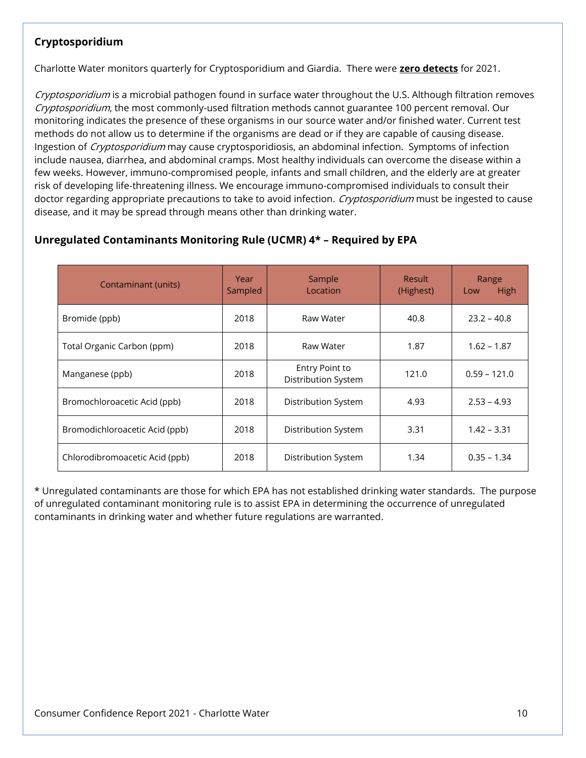## Cryptosporidium

Charlotte Water monitors quarterly for Cryptosporidium and Giardia. There were **zero detects** for 2021.

*Cryptosporidium* is a microbial pathogen found in surface water throughout the U.S. Although filtration removes *Cryptosporidium*, the most commonly-used filtration methods cannot guarantee 100 percent removal. Our monitoring indicates the presence of these organisms in our source water and/or finished water. Current test methods do not allow us to determine if the organisms are dead or if they are capable of causing disease. Ingestion of *Cryptosporidium* may cause cryptosporidiosis, an abdominal infection. Symptoms of infection include nausea, diarrhea, and abdominal cramps. Most healthy individuals can overcome the disease within a few weeks. However, immuno-compromised people, infants and small children, and the elderly are at greater risk of developing life-threatening illness. We encourage immuno-compromised individuals to consult their doctor regarding appropriate precautions to take to avoid infection. *Cryptosporidium* must be ingested to cause disease, and it may be spread through means other than drinking water.

## Unregulated Contaminants Monitoring Rule (UCMR) 4* – Required by EPA

| Contaminant (units) | Year Sampled | Sample Location | Result (Highest) | Range Low High |
|---|---|---|---|---|
| Bromide (ppb) | 2018 | Raw Water | 40.8 | 23.2 – 40.8 |
| Total Organic Carbon (ppm) | 2018 | Raw Water | 1.87 | 1.62 – 1.87 |
| Manganese (ppb) | 2018 | Entry Point to Distribution System | 121.0 | 0.59 – 121.0 |
| Bromochloroacetic Acid (ppb) | 2018 | Distribution System | 4.93 | 2.53 – 4.93 |
| Bromodichloroacetic Acid (ppb) | 2018 | Distribution System | 3.31 | 1.42 – 3.31 |
| Chlorodibromoacetic Acid (ppb) | 2018 | Distribution System | 1.34 | 0.35 – 1.34 |

* Unregulated contaminants are those for which EPA has not established drinking water standards. The purpose of unregulated contaminant monitoring rule is to assist EPA in determining the occurrence of unregulated contaminants in drinking water and whether future regulations are warranted.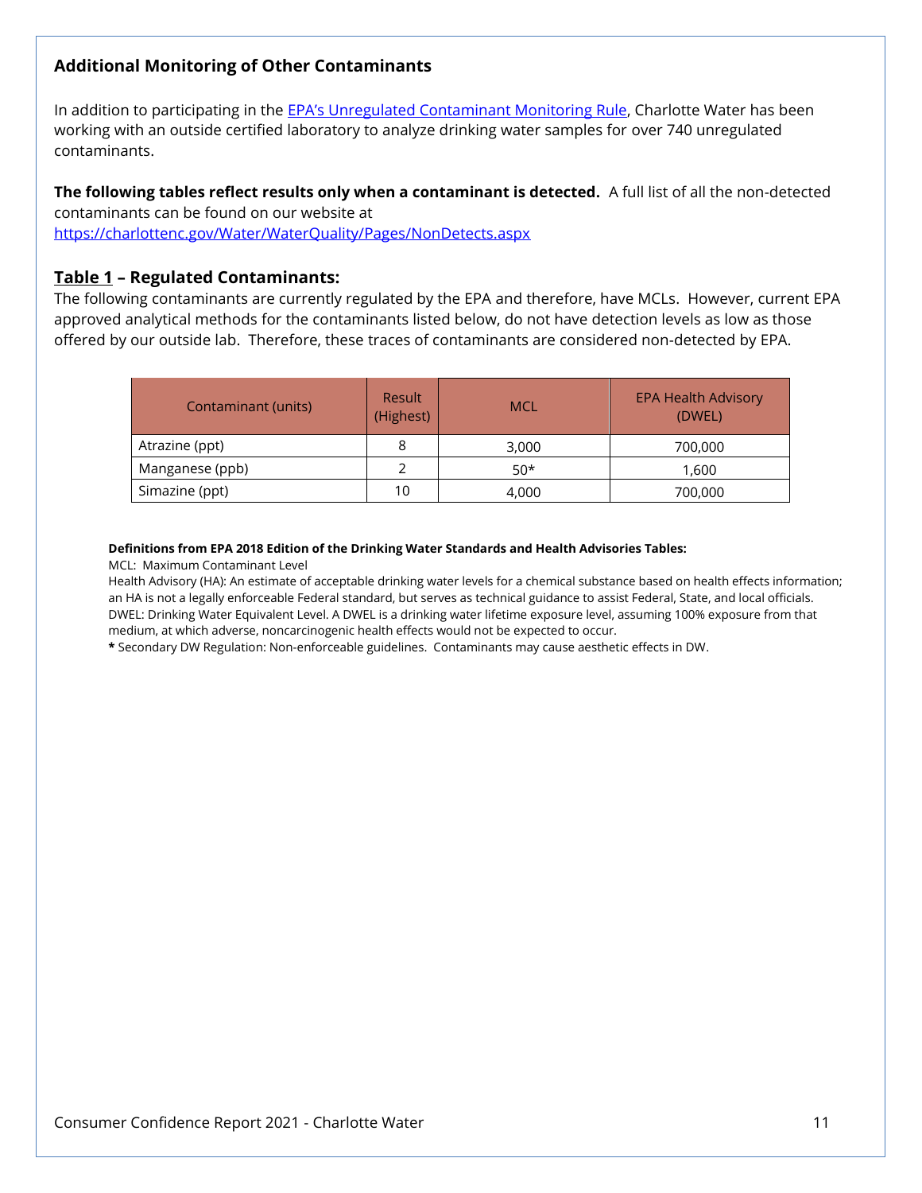## Additional Monitoring of Other Contaminants

In addition to participating in the [EPA's Unregulated Contaminant Monitoring Rule](), Charlotte Water has been working with an outside certified laboratory to analyze drinking water samples for over 740 unregulated contaminants.

**The following tables reflect results only when a contaminant is detected.** A full list of all the non-detected contaminants can be found on our website at https://charlottenc.gov/Water/WaterQuality/Pages/NonDetects.aspx

### **Table 1** – Regulated Contaminants:

The following contaminants are currently regulated by the EPA and therefore, have MCLs. However, current EPA approved analytical methods for the contaminants listed below, do not have detection levels as low as those offered by our outside lab. Therefore, these traces of contaminants are considered non-detected by EPA.

| Contaminant (units) | Result (Highest) | MCL | EPA Health Advisory (DWEL) |
|---|---|---|---|
| Atrazine (ppt) | 8 | 3,000 | 700,000 |
| Manganese (ppb) | 2 | 50* | 1,600 |
| Simazine (ppt) | 10 | 4,000 | 700,000 |

**Definitions from EPA 2018 Edition of the Drinking Water Standards and Health Advisories Tables:**

MCL: Maximum Contaminant Level

Health Advisory (HA): An estimate of acceptable drinking water levels for a chemical substance based on health effects information; an HA is not a legally enforceable Federal standard, but serves as technical guidance to assist Federal, State, and local officials.

DWEL: Drinking Water Equivalent Level. A DWEL is a drinking water lifetime exposure level, assuming 100% exposure from that medium, at which adverse, noncarcinogenic health effects would not be expected to occur.

**\*** Secondary DW Regulation: Non-enforceable guidelines. Contaminants may cause aesthetic effects in DW.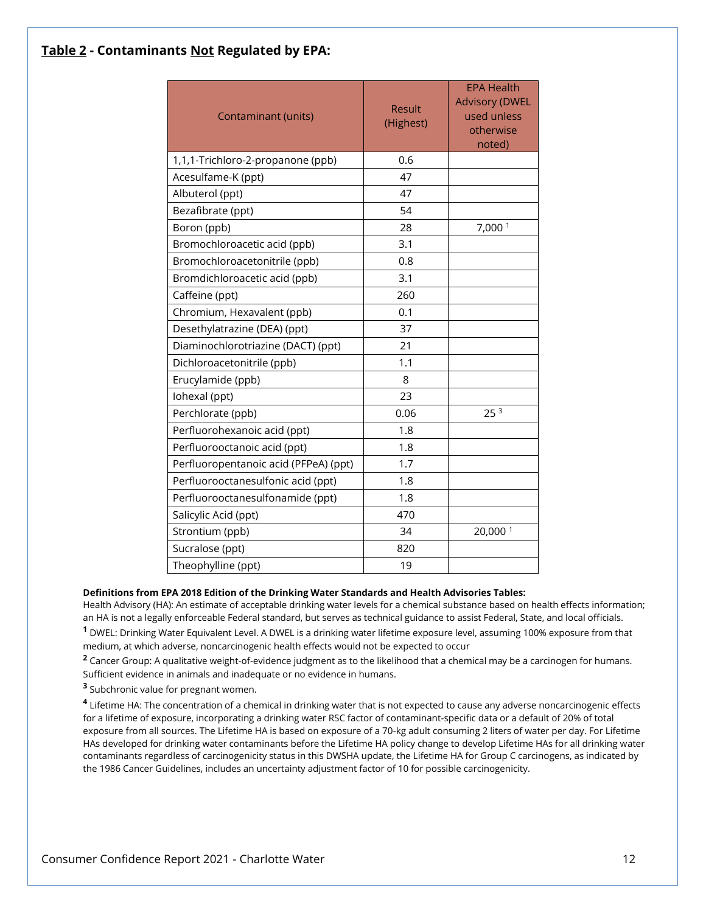## **Table 2 - Contaminants Not Regulated by EPA:**

| Contaminant (units) | Result (Highest) | EPA Health Advisory (DWEL used unless otherwise noted) |
|---|---|---|
| 1,1,1-Trichloro-2-propanone (ppb) | 0.6 | |
| Acesulfame-K (ppt) | 47 | |
| Albuterol (ppt) | 47 | |
| Bezafibrate (ppt) | 54 | |
| Boron (ppb) | 28 | 7,000 [1] |
| Bromochloroacetic acid (ppb) | 3.1 | |
| Bromochloroacetonitrile (ppb) | 0.8 | |
| Bromdichloroacetic acid (ppb) | 3.1 | |
| Caffeine (ppt) | 260 | |
| Chromium, Hexavalent (ppb) | 0.1 | |
| Desethylatrazine (DEA) (ppt) | 37 | |
| Diaminochlorotriazine (DACT) (ppt) | 21 | |
| Dichloroacetonitrile (ppb) | 1.1 | |
| Erucylamide (ppb) | 8 | |
| Iohexal (ppt) | 23 | |
| Perchlorate (ppb) | 0.06 | 25 [3] |
| Perfluorohexanoic acid (ppt) | 1.8 | |
| Perfluorooctanoic acid (ppt) | 1.8 | |
| Perfluoropentanoic acid (PFPeA) (ppt) | 1.7 | |
| Perfluorooctanesulfonic acid (ppt) | 1.8 | |
| Perfluorooctanesulfonamide (ppt) | 1.8 | |
| Salicylic Acid (ppt) | 470 | |
| Strontium (ppb) | 34 | 20,000 [1] |
| Sucralose (ppt) | 820 | |
| Theophylline (ppt) | 19 | |

**Definitions from EPA 2018 Edition of the Drinking Water Standards and Health Advisories Tables:**

Health Advisory (HA): An estimate of acceptable drinking water levels for a chemical substance based on health effects information; an HA is not a legally enforceable Federal standard, but serves as technical guidance to assist Federal, State, and local officials.

**1** DWEL: Drinking Water Equivalent Level. A DWEL is a drinking water lifetime exposure level, assuming 100% exposure from that medium, at which adverse, noncarcinogenic health effects would not be expected to occur

**2** Cancer Group: A qualitative weight-of-evidence judgment as to the likelihood that a chemical may be a carcinogen for humans. Sufficient evidence in animals and inadequate or no evidence in humans.

**3** Subchronic value for pregnant women.

**4** Lifetime HA: The concentration of a chemical in drinking water that is not expected to cause any adverse noncarcinogenic effects for a lifetime of exposure, incorporating a drinking water RSC factor of contaminant-specific data or a default of 20% of total exposure from all sources. The Lifetime HA is based on exposure of a 70-kg adult consuming 2 liters of water per day. For Lifetime HAs developed for drinking water contaminants before the Lifetime HA policy change to develop Lifetime HAs for all drinking water contaminants regardless of carcinogenicity status in this DWSHA update, the Lifetime HA for Group C carcinogens, as indicated by the 1986 Cancer Guidelines, includes an uncertainty adjustment factor of 10 for possible carcinogenicity.